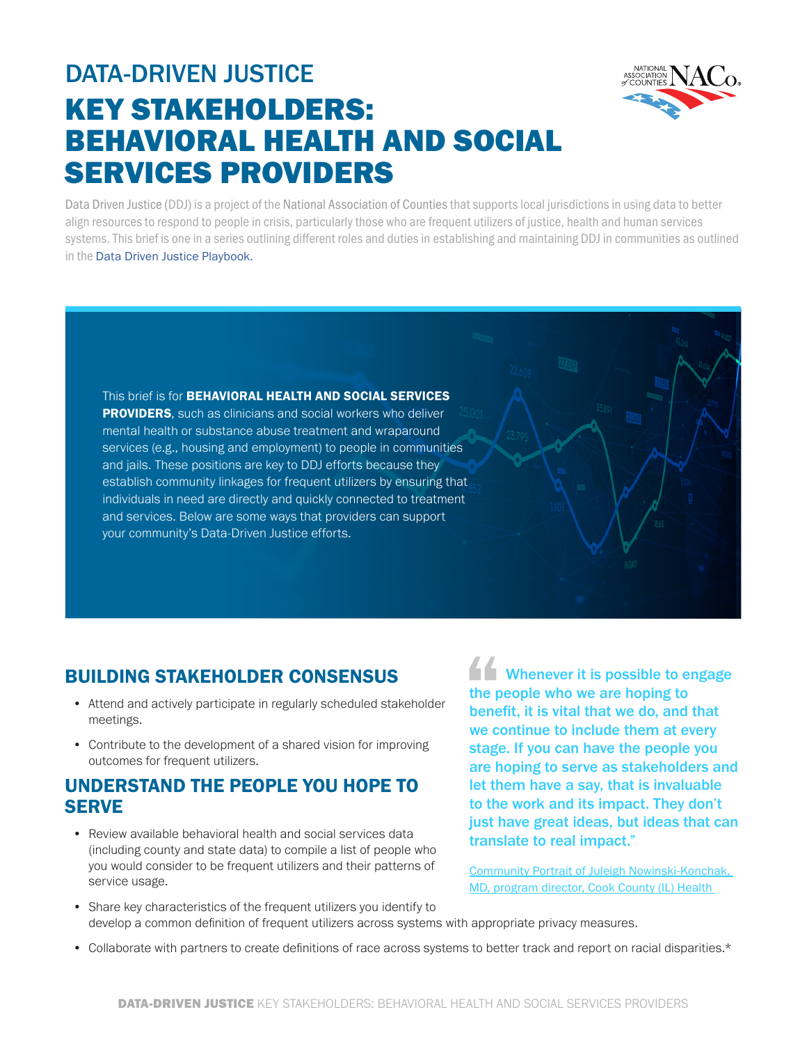# DATA-DRIVEN JUSTICE

# KEY STAKEHOLDERS: BEHAVIORAL HEALTH AND SOCIAL SERVICES PROVIDERS

Data Driven Justice (DDJ) is a project of the National Association of Counties that supports local jurisdictions in using data to better align resources to respond to people in crisis, particularly those who are frequent utilizers of justice, health and human services systems. This brief is one in a series outlining different roles and duties in establishing and maintaining DDJ in communities as outlined in the Data Driven Justice Playbook.

This brief is for **BEHAVIORAL HEALTH AND SOCIAL SERVICES PROVIDERS**, such as clinicians and social workers who deliver mental health or substance abuse treatment and wraparound services (e.g., housing and employment) to people in communities and jails. These positions are key to DDJ efforts because they establish community linkages for frequent utilizers by ensuring that individuals in need are directly and quickly connected to treatment and services. Below are some ways that providers can support your community's Data-Driven Justice efforts.

## BUILDING STAKEHOLDER CONSENSUS

- Attend and actively participate in regularly scheduled stakeholder meetings.
- Contribute to the development of a shared vision for improving outcomes for frequent utilizers.

## UNDERSTAND THE PEOPLE YOU HOPE TO SERVE

- Review available behavioral health and social services data (including county and state data) to compile a list of people who you would consider to be frequent utilizers and their patterns of service usage.
- Share key characteristics of the frequent utilizers you identify to develop a common definition of frequent utilizers across systems with appropriate privacy measures.
- Collaborate with partners to create definitions of race across systems to better track and report on racial disparities.*

> "Whenever it is possible to engage the people who we are hoping to benefit, it is vital that we do, and that we continue to include them at every stage. If you can have the people you are hoping to serve as stakeholders and let them have a say, that is invaluable to the work and its impact. They don't just have great ideas, but ideas that can translate to real impact."
>
> Community Portrait of Juleigh Nowinski-Konchak, MD, program director, Cook County (IL) Health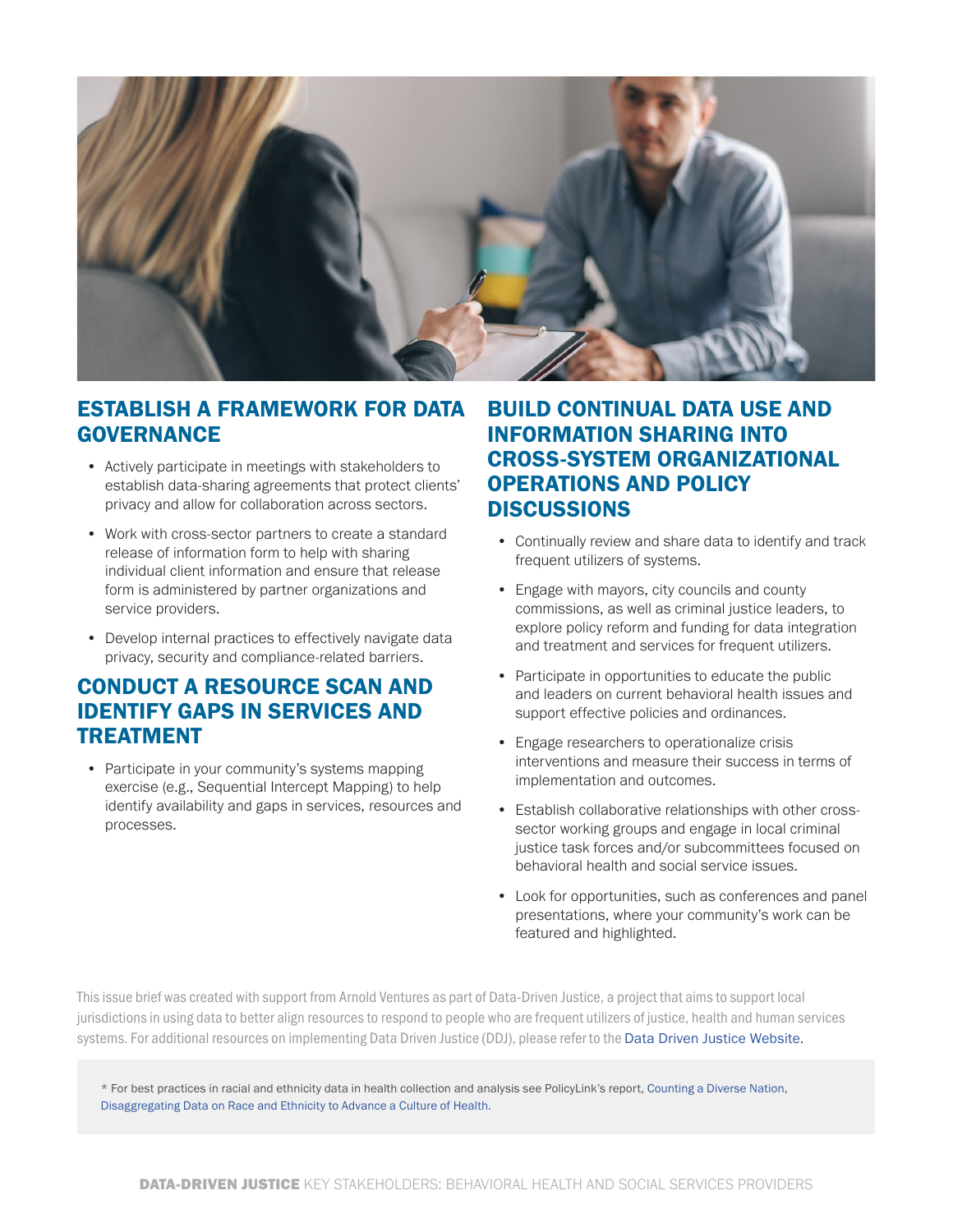## ESTABLISH A FRAMEWORK FOR DATA GOVERNANCE

- Actively participate in meetings with stakeholders to establish data-sharing agreements that protect clients' privacy and allow for collaboration across sectors.
- Work with cross-sector partners to create a standard release of information form to help with sharing individual client information and ensure that release form is administered by partner organizations and service providers.
- Develop internal practices to effectively navigate data privacy, security and compliance-related barriers.

## CONDUCT A RESOURCE SCAN AND IDENTIFY GAPS IN SERVICES AND TREATMENT

- Participate in your community's systems mapping exercise (e.g., Sequential Intercept Mapping) to help identify availability and gaps in services, resources and processes.

## BUILD CONTINUAL DATA USE AND INFORMATION SHARING INTO CROSS-SYSTEM ORGANIZATIONAL OPERATIONS AND POLICY DISCUSSIONS

- Continually review and share data to identify and track frequent utilizers of systems.
- Engage with mayors, city councils and county commissions, as well as criminal justice leaders, to explore policy reform and funding for data integration and treatment and services for frequent utilizers.
- Participate in opportunities to educate the public and leaders on current behavioral health issues and support effective policies and ordinances.
- Engage researchers to operationalize crisis interventions and measure their success in terms of implementation and outcomes.
- Establish collaborative relationships with other cross-sector working groups and engage in local criminal justice task forces and/or subcommittees focused on behavioral health and social service issues.
- Look for opportunities, such as conferences and panel presentations, where your community's work can be featured and highlighted.

This issue brief was created with support from Arnold Ventures as part of Data-Driven Justice, a project that aims to support local jurisdictions in using data to better align resources to respond to people who are frequent utilizers of justice, health and human services systems. For additional resources on implementing Data Driven Justice (DDJ), please refer to the Data Driven Justice Website.

* For best practices in racial and ethnicity data in health collection and analysis see PolicyLink's report, Counting a Diverse Nation, Disaggregating Data on Race and Ethnicity to Advance a Culture of Health.